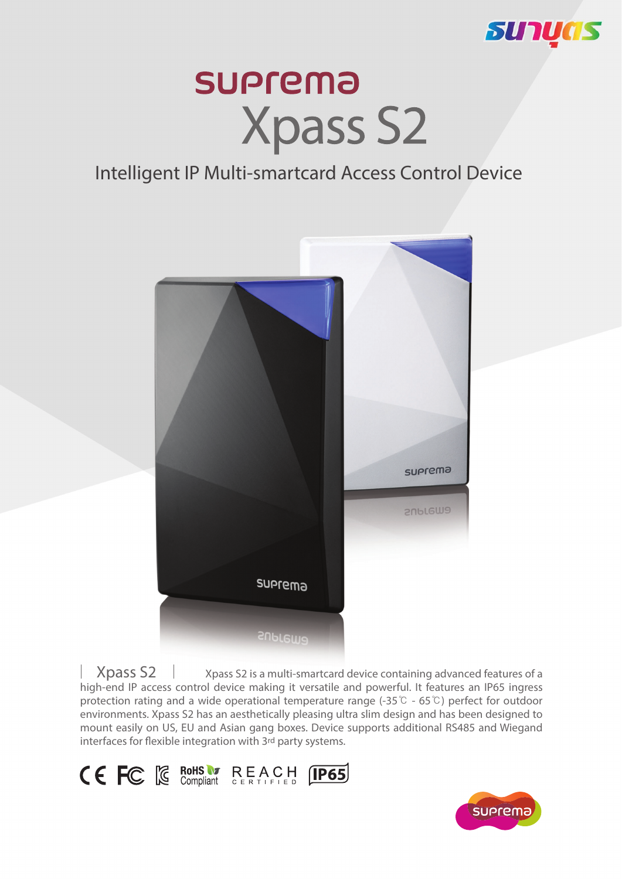# suprema Xpass S2

## Intelligent IP Multi-smartcard Access Control Device

**Xpass S2** Xpass S2 is a multi-smartcard device containing advanced features of a high-end IP access control device making it versatile and powerful. It features an IP65 ingress protection rating and a wide operational temperature range (-35℃ - 65℃) perfect for outdoor environments. Xpass S2 has an aesthetically pleasing ultra slim design and has been designed to mount easily on US, EU and Asian gang boxes. Device supports additional RS485 and Wiegand interfaces for flexible integration with 3rd party systems.

CE FC KC RoHS Compliant REACH CERTIFIED IP65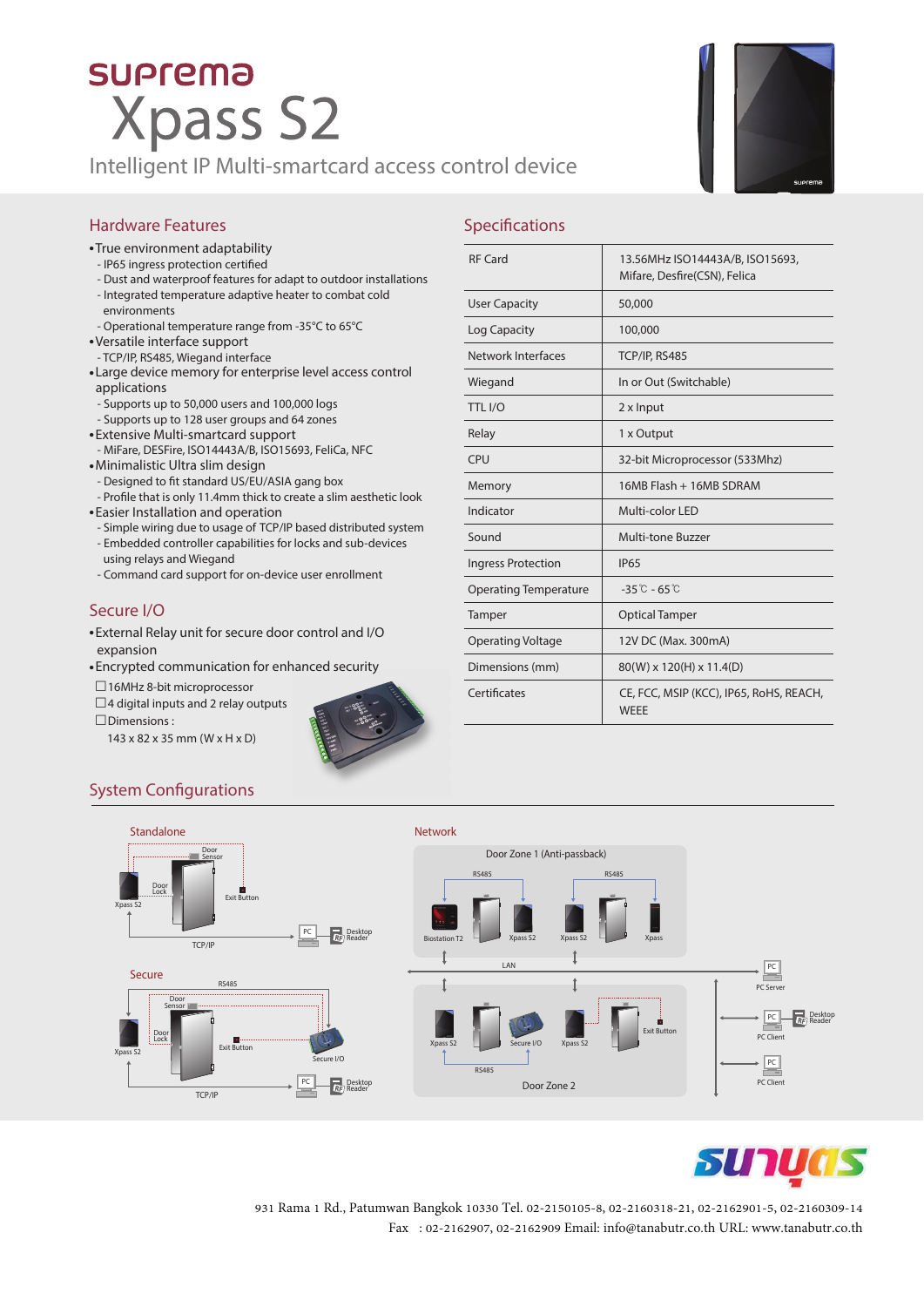suprema

# Xpass S2

Intelligent IP Multi-smartcard access control device

## Hardware Features

- True environment adaptability
  - IP65 ingress protection certified
  - Dust and waterproof features for adapt to outdoor installations
  - Integrated temperature adaptive heater to combat cold environments
  - Operational temperature range from -35℃ to 65℃
- Versatile interface support
  - TCP/IP, RS485, Wiegand interface
- Large device memory for enterprise level access control applications
  - Supports up to 50,000 users and 100,000 logs
  - Supports up to 128 user groups and 64 zones
- Extensive Multi-smartcard support
  - MiFare, DESFire, ISO14443A/B, ISO15693, FeliCa, NFC
- Minimalistic Ultra slim design
  - Designed to fit standard US/EU/ASIA gang box
  - Profile that is only 11.4mm thick to create a slim aesthetic look
- Easier Installation and operation
  - Simple wiring due to usage of TCP/IP based distributed system
  - Embedded controller capabilities for locks and sub-devices using relays and Wiegand
  - Command card support for on-device user enrollment

## Secure I/O

- External Relay unit for secure door control and I/O expansion
- Encrypted communication for enhanced security

☐ 16MHz 8-bit microprocessor
☐ 4 digital inputs and 2 relay outputs
☐ Dimensions :
143 x 82 x 35 mm (W x H x D)

## Specifications

| | |
|---|---|
| RF Card | 13.56MHz ISO14443A/B, ISO15693, Mifare, Desfire(CSN), Felica |
| User Capacity | 50,000 |
| Log Capacity | 100,000 |
| Network Interfaces | TCP/IP, RS485 |
| Wiegand | In or Out (Switchable) |
| TTL I/O | 2 x Input |
| Relay | 1 x Output |
| CPU | 32-bit Microprocessor (533Mhz) |
| Memory | 16MB Flash + 16MB SDRAM |
| Indicator | Multi-color LED |
| Sound | Multi-tone Buzzer |
| Ingress Protection | IP65 |
| Operating Temperature | -35℃ - 65℃ |
| Tamper | Optical Tamper |
| Operating Voltage | 12V DC (Max. 300mA) |
| Dimensions (mm) | 80(W) x 120(H) x 11.4(D) |
| Certificates | CE, FCC, MSIP (KCC), IP65, RoHS, REACH, WEEE |

## System Configurations

Standalone

Door Sensor
Door Lock
Xpass S2
Exit Button
PC
Desktop Reader
TCP/IP

Secure

RS485
Door Sensor
Door Lock
Xpass S2
Exit Button
Secure I/O
PC
Desktop Reader
TCP/IP

Network

Door Zone 1 (Anti-passback)
RS485
RS485
Biostation T2
Xpass S2
Xpass S2
Xpass
LAN
Xpass S2
Secure I/O
Xpass S2
Exit Button
RS485
Door Zone 2
PC
PC Server
PC
PC Client
Desktop Reader
PC
PC Client

sunyas

931 Rama 1 Rd., Patumwan Bangkok 10330 Tel. 02-2150105-8, 02-2160318-21, 02-2162901-5, 02-2160309-14
Fax : 02-2162907, 02-2162909 Email: info@tanabutr.co.th URL: www.tanabutr.co.th